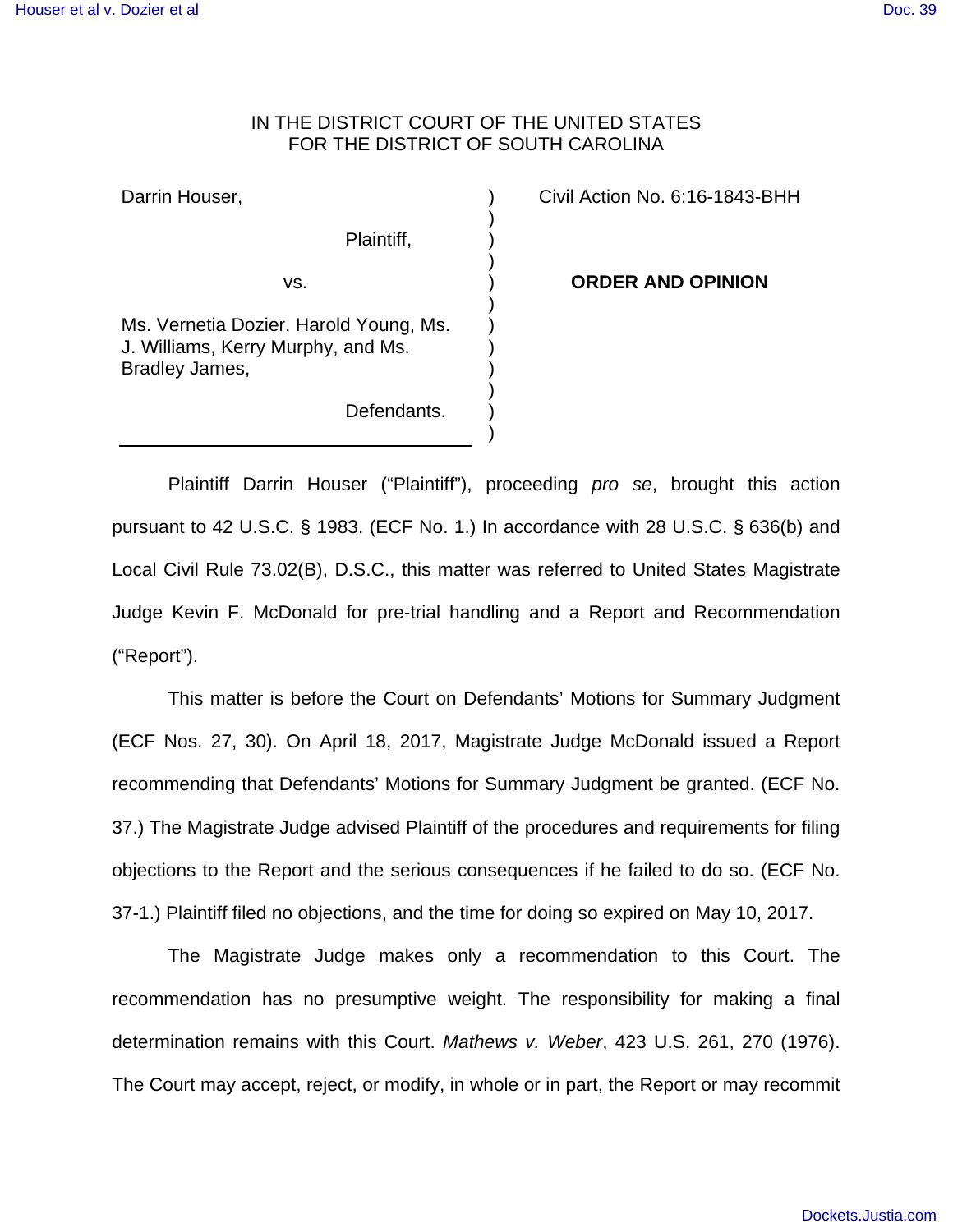IN THE DISTRICT COURT OF THE UNITED STATES
FOR THE DISTRICT OF SOUTH CAROLINA

| | | |
|---|---|---|
| Darrin Houser,<br><br>Plaintiff,<br><br>vs.<br><br>Ms. Vernetia Dozier, Harold Young, Ms. J. Williams, Kerry Murphy, and Ms. Bradley James,<br><br>Defendants. | ) | Civil Action No. 6:16-1843-BHH<br><br>**ORDER AND OPINION** |

Plaintiff Darrin Houser ("Plaintiff"), proceeding *pro se*, brought this action pursuant to 42 U.S.C. § 1983. (ECF No. 1.) In accordance with 28 U.S.C. § 636(b) and Local Civil Rule 73.02(B), D.S.C., this matter was referred to United States Magistrate Judge Kevin F. McDonald for pre-trial handling and a Report and Recommendation ("Report").

This matter is before the Court on Defendants' Motions for Summary Judgment (ECF Nos. 27, 30). On April 18, 2017, Magistrate Judge McDonald issued a Report recommending that Defendants' Motions for Summary Judgment be granted. (ECF No. 37.) The Magistrate Judge advised Plaintiff of the procedures and requirements for filing objections to the Report and the serious consequences if he failed to do so. (ECF No. 37-1.) Plaintiff filed no objections, and the time for doing so expired on May 10, 2017.

The Magistrate Judge makes only a recommendation to this Court. The recommendation has no presumptive weight. The responsibility for making a final determination remains with this Court. *Mathews v. Weber*, 423 U.S. 261, 270 (1976). The Court may accept, reject, or modify, in whole or in part, the Report or may recommit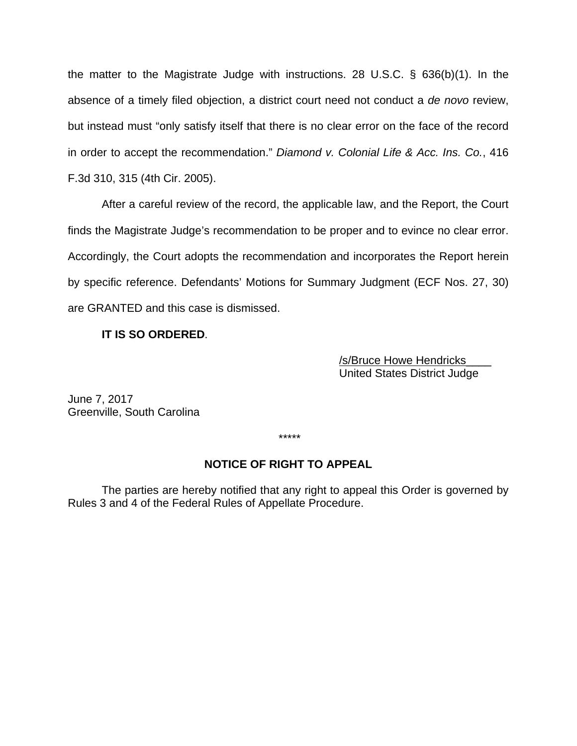the matter to the Magistrate Judge with instructions. 28 U.S.C. § 636(b)(1). In the absence of a timely filed objection, a district court need not conduct a *de novo* review, but instead must "only satisfy itself that there is no clear error on the face of the record in order to accept the recommendation." *Diamond v. Colonial Life & Acc. Ins. Co.*, 416 F.3d 310, 315 (4th Cir. 2005).

After a careful review of the record, the applicable law, and the Report, the Court finds the Magistrate Judge's recommendation to be proper and to evince no clear error. Accordingly, the Court adopts the recommendation and incorporates the Report herein by specific reference. Defendants' Motions for Summary Judgment (ECF Nos. 27, 30) are GRANTED and this case is dismissed.

**IT IS SO ORDERED**.

/s/Bruce Howe Hendricks
United States District Judge

June 7, 2017
Greenville, South Carolina

*****

**NOTICE OF RIGHT TO APPEAL**

The parties are hereby notified that any right to appeal this Order is governed by Rules 3 and 4 of the Federal Rules of Appellate Procedure.